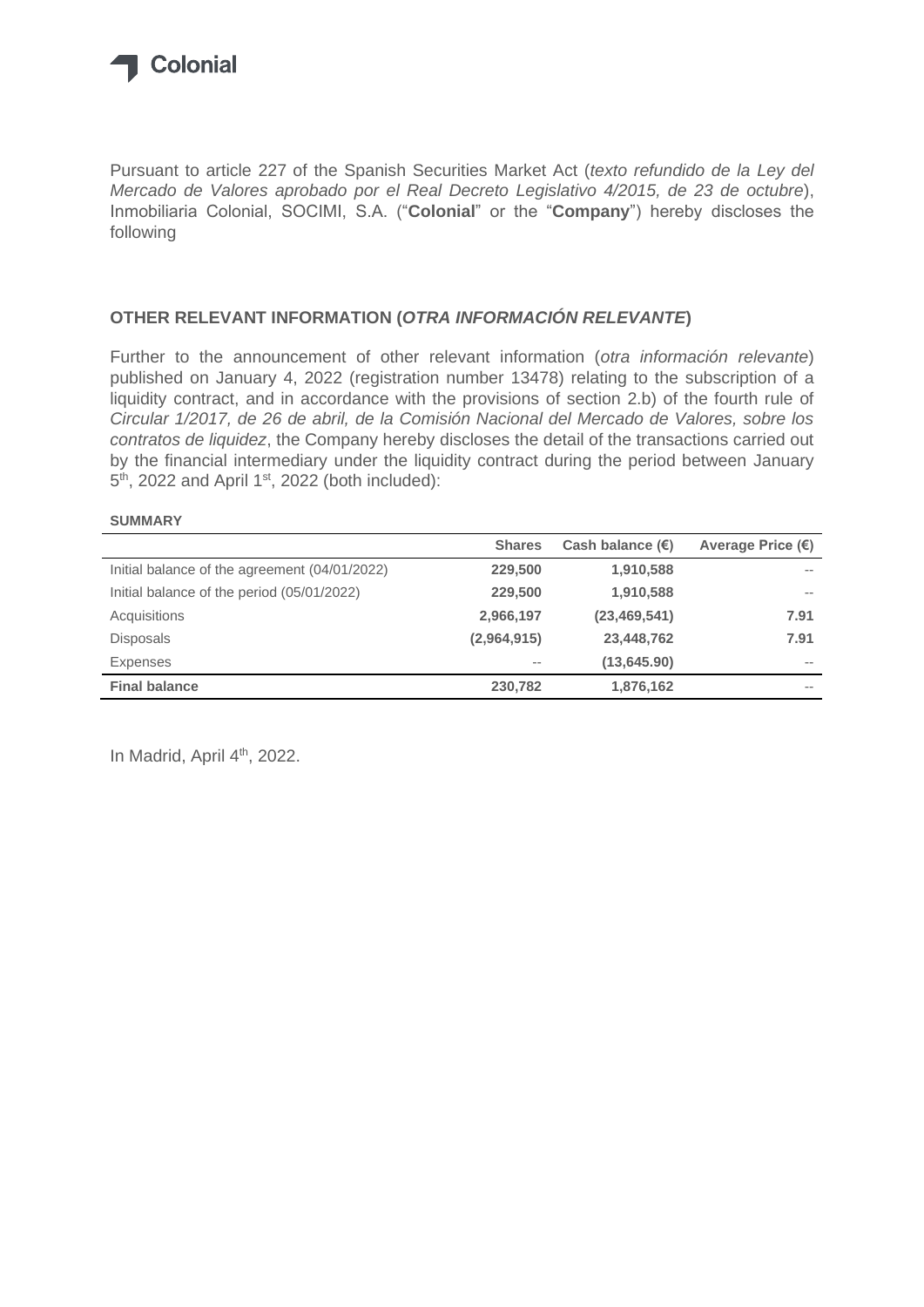Colonial

Pursuant to article 227 of the Spanish Securities Market Act (*texto refundido de la Ley del Mercado de Valores aprobado por el Real Decreto Legislativo 4/2015, de 23 de octubre*), Inmobiliaria Colonial, SOCIMI, S.A. ("**Colonial**" or the "**Company**") hereby discloses the following

## OTHER RELEVANT INFORMATION (*OTRA INFORMACIÓN RELEVANTE*)

Further to the announcement of other relevant information (*otra información relevante*) published on January 4, 2022 (registration number 13478) relating to the subscription of a liquidity contract, and in accordance with the provisions of section 2.b) of the fourth rule of *Circular 1/2017, de 26 de abril, de la Comisión Nacional del Mercado de Valores, sobre los contratos de liquidez*, the Company hereby discloses the detail of the transactions carried out by the financial intermediary under the liquidity contract during the period between January 5th, 2022 and April 1st, 2022 (both included):

**SUMMARY**

| | Shares | Cash balance (€) | Average Price (€) |
|---|---|---|---|
| Initial balance of the agreement (04/01/2022) | 229,500 | 1,910,588 | -- |
| Initial balance of the period (05/01/2022) | 229,500 | 1,910,588 | -- |
| Acquisitions | 2,966,197 | (23,469,541) | 7.91 |
| Disposals | (2,964,915) | 23,448,762 | 7.91 |
| Expenses | -- | (13,645.90) | -- |
| **Final balance** | **230,782** | **1,876,162** | -- |

In Madrid, April 4th, 2022.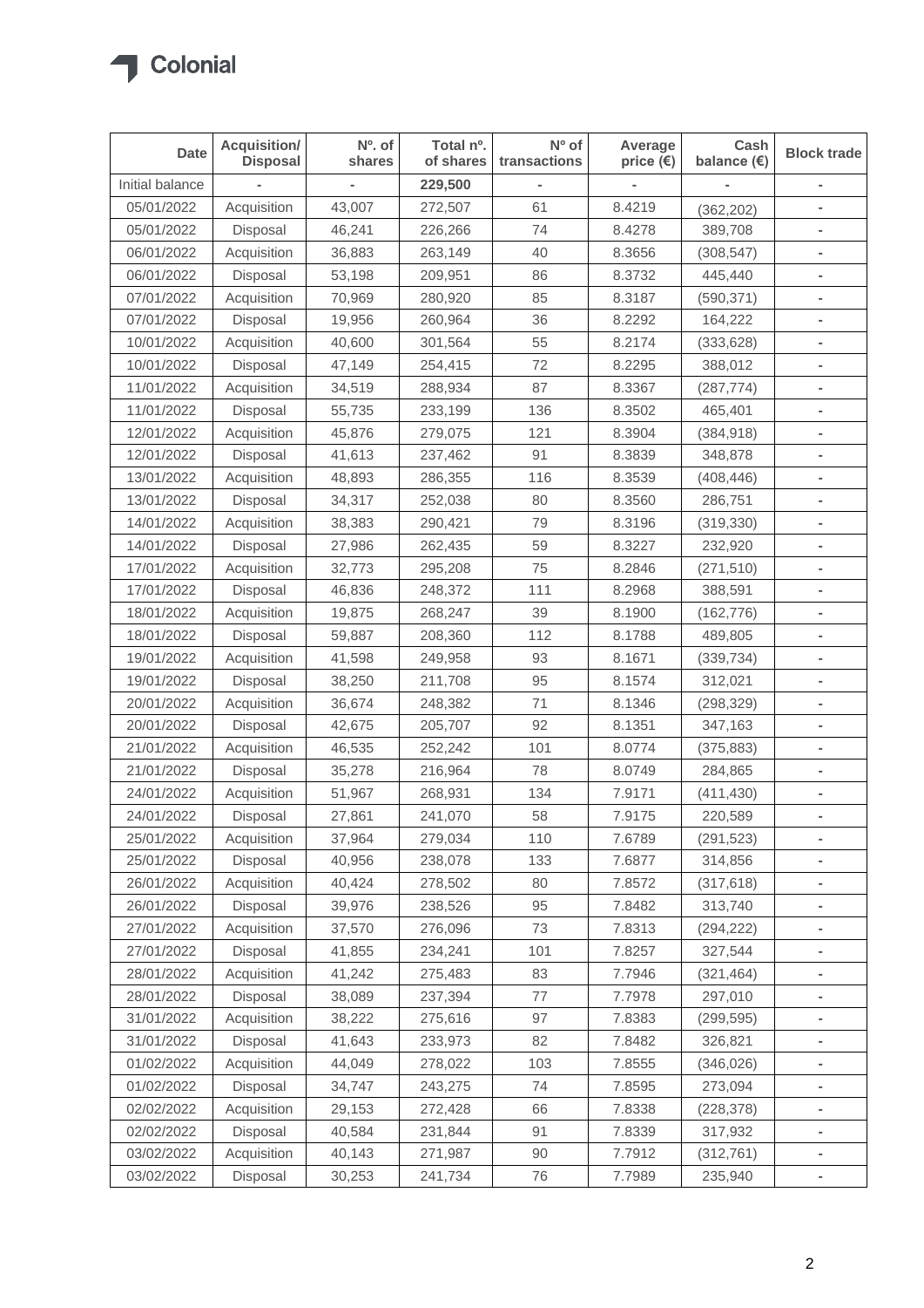| Date | Acquisition/ Disposal | Nº. of shares | Total nº. of shares | Nº of transactions | Average price (€) | Cash balance (€) | Block trade |
|---|---|---|---|---|---|---|---|
| Initial balance | - | - | **229,500** | - | - | - | - |
| 05/01/2022 | Acquisition | 43,007 | 272,507 | 61 | 8.4219 | (362,202) | - |
| 05/01/2022 | Disposal | 46,241 | 226,266 | 74 | 8.4278 | 389,708 | - |
| 06/01/2022 | Acquisition | 36,883 | 263,149 | 40 | 8.3656 | (308,547) | - |
| 06/01/2022 | Disposal | 53,198 | 209,951 | 86 | 8.3732 | 445,440 | - |
| 07/01/2022 | Acquisition | 70,969 | 280,920 | 85 | 8.3187 | (590,371) | - |
| 07/01/2022 | Disposal | 19,956 | 260,964 | 36 | 8.2292 | 164,222 | - |
| 10/01/2022 | Acquisition | 40,600 | 301,564 | 55 | 8.2174 | (333,628) | - |
| 10/01/2022 | Disposal | 47,149 | 254,415 | 72 | 8.2295 | 388,012 | - |
| 11/01/2022 | Acquisition | 34,519 | 288,934 | 87 | 8.3367 | (287,774) | - |
| 11/01/2022 | Disposal | 55,735 | 233,199 | 136 | 8.3502 | 465,401 | - |
| 12/01/2022 | Acquisition | 45,876 | 279,075 | 121 | 8.3904 | (384,918) | - |
| 12/01/2022 | Disposal | 41,613 | 237,462 | 91 | 8.3839 | 348,878 | - |
| 13/01/2022 | Acquisition | 48,893 | 286,355 | 116 | 8.3539 | (408,446) | - |
| 13/01/2022 | Disposal | 34,317 | 252,038 | 80 | 8.3560 | 286,751 | - |
| 14/01/2022 | Acquisition | 38,383 | 290,421 | 79 | 8.3196 | (319,330) | - |
| 14/01/2022 | Disposal | 27,986 | 262,435 | 59 | 8.3227 | 232,920 | - |
| 17/01/2022 | Acquisition | 32,773 | 295,208 | 75 | 8.2846 | (271,510) | - |
| 17/01/2022 | Disposal | 46,836 | 248,372 | 111 | 8.2968 | 388,591 | - |
| 18/01/2022 | Acquisition | 19,875 | 268,247 | 39 | 8.1900 | (162,776) | - |
| 18/01/2022 | Disposal | 59,887 | 208,360 | 112 | 8.1788 | 489,805 | - |
| 19/01/2022 | Acquisition | 41,598 | 249,958 | 93 | 8.1671 | (339,734) | - |
| 19/01/2022 | Disposal | 38,250 | 211,708 | 95 | 8.1574 | 312,021 | - |
| 20/01/2022 | Acquisition | 36,674 | 248,382 | 71 | 8.1346 | (298,329) | - |
| 20/01/2022 | Disposal | 42,675 | 205,707 | 92 | 8.1351 | 347,163 | - |
| 21/01/2022 | Acquisition | 46,535 | 252,242 | 101 | 8.0774 | (375,883) | - |
| 21/01/2022 | Disposal | 35,278 | 216,964 | 78 | 8.0749 | 284,865 | - |
| 24/01/2022 | Acquisition | 51,967 | 268,931 | 134 | 7.9171 | (411,430) | - |
| 24/01/2022 | Disposal | 27,861 | 241,070 | 58 | 7.9175 | 220,589 | - |
| 25/01/2022 | Acquisition | 37,964 | 279,034 | 110 | 7.6789 | (291,523) | - |
| 25/01/2022 | Disposal | 40,956 | 238,078 | 133 | 7.6877 | 314,856 | - |
| 26/01/2022 | Acquisition | 40,424 | 278,502 | 80 | 7.8572 | (317,618) | - |
| 26/01/2022 | Disposal | 39,976 | 238,526 | 95 | 7.8482 | 313,740 | - |
| 27/01/2022 | Acquisition | 37,570 | 276,096 | 73 | 7.8313 | (294,222) | - |
| 27/01/2022 | Disposal | 41,855 | 234,241 | 101 | 7.8257 | 327,544 | - |
| 28/01/2022 | Acquisition | 41,242 | 275,483 | 83 | 7.7946 | (321,464) | - |
| 28/01/2022 | Disposal | 38,089 | 237,394 | 77 | 7.7978 | 297,010 | - |
| 31/01/2022 | Acquisition | 38,222 | 275,616 | 97 | 7.8383 | (299,595) | - |
| 31/01/2022 | Disposal | 41,643 | 233,973 | 82 | 7.8482 | 326,821 | - |
| 01/02/2022 | Acquisition | 44,049 | 278,022 | 103 | 7.8555 | (346,026) | - |
| 01/02/2022 | Disposal | 34,747 | 243,275 | 74 | 7.8595 | 273,094 | - |
| 02/02/2022 | Acquisition | 29,153 | 272,428 | 66 | 7.8338 | (228,378) | - |
| 02/02/2022 | Disposal | 40,584 | 231,844 | 91 | 7.8339 | 317,932 | - |
| 03/02/2022 | Acquisition | 40,143 | 271,987 | 90 | 7.7912 | (312,761) | - |
| 03/02/2022 | Disposal | 30,253 | 241,734 | 76 | 7.7989 | 235,940 | - |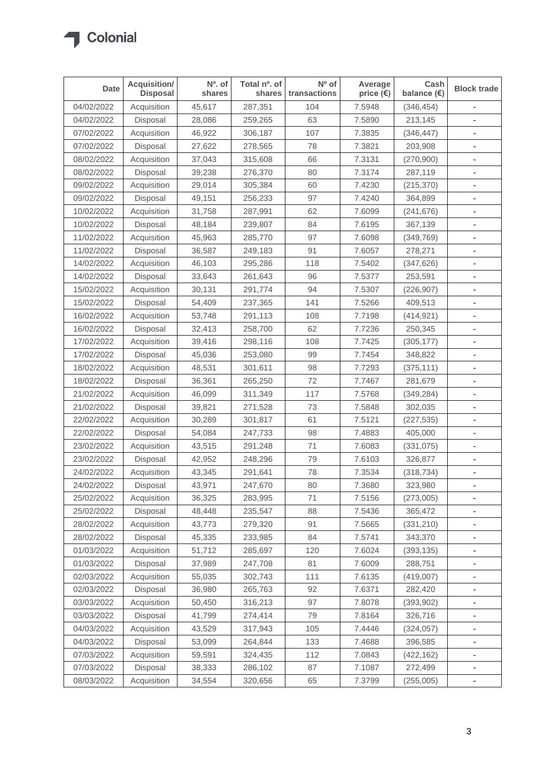| Date | Acquisition/ Disposal | Nº. of shares | Total nº. of shares | Nº of transactions | Average price (€) | Cash balance (€) | Block trade |
|---|---|---|---|---|---|---|---|
| 04/02/2022 | Acquisition | 45,617 | 287,351 | 104 | 7.5948 | (346,454) | - |
| 04/02/2022 | Disposal | 28,086 | 259,265 | 63 | 7.5890 | 213,145 | - |
| 07/02/2022 | Acquisition | 46,922 | 306,187 | 107 | 7.3835 | (346,447) | - |
| 07/02/2022 | Disposal | 27,622 | 278,565 | 78 | 7.3821 | 203,908 | - |
| 08/02/2022 | Acquisition | 37,043 | 315,608 | 66 | 7.3131 | (270,900) | - |
| 08/02/2022 | Disposal | 39,238 | 276,370 | 80 | 7.3174 | 287,119 | - |
| 09/02/2022 | Acquisition | 29,014 | 305,384 | 60 | 7.4230 | (215,370) | - |
| 09/02/2022 | Disposal | 49,151 | 256,233 | 97 | 7.4240 | 364,899 | - |
| 10/02/2022 | Acquisition | 31,758 | 287,991 | 62 | 7.6099 | (241,676) | - |
| 10/02/2022 | Disposal | 48,184 | 239,807 | 84 | 7.6195 | 367,139 | - |
| 11/02/2022 | Acquisition | 45,963 | 285,770 | 97 | 7.6098 | (349,769) | - |
| 11/02/2022 | Disposal | 36,587 | 249,183 | 91 | 7.6057 | 278,271 | - |
| 14/02/2022 | Acquisition | 46,103 | 295,286 | 118 | 7.5402 | (347,626) | - |
| 14/02/2022 | Disposal | 33,643 | 261,643 | 96 | 7.5377 | 253,591 | - |
| 15/02/2022 | Acquisition | 30,131 | 291,774 | 94 | 7.5307 | (226,907) | - |
| 15/02/2022 | Disposal | 54,409 | 237,365 | 141 | 7.5266 | 409,513 | - |
| 16/02/2022 | Acquisition | 53,748 | 291,113 | 108 | 7.7198 | (414,921) | - |
| 16/02/2022 | Disposal | 32,413 | 258,700 | 62 | 7.7236 | 250,345 | - |
| 17/02/2022 | Acquisition | 39,416 | 298,116 | 108 | 7.7425 | (305,177) | - |
| 17/02/2022 | Disposal | 45,036 | 253,080 | 99 | 7.7454 | 348,822 | - |
| 18/02/2022 | Acquisition | 48,531 | 301,611 | 98 | 7.7293 | (375,111) | - |
| 18/02/2022 | Disposal | 36,361 | 265,250 | 72 | 7.7467 | 281,679 | - |
| 21/02/2022 | Acquisition | 46,099 | 311,349 | 117 | 7.5768 | (349,284) | - |
| 21/02/2022 | Disposal | 39,821 | 271,528 | 73 | 7.5848 | 302,035 | - |
| 22/02/2022 | Acquisition | 30,289 | 301,817 | 61 | 7.5121 | (227,535) | - |
| 22/02/2022 | Disposal | 54,084 | 247,733 | 98 | 7.4883 | 405,000 | - |
| 23/02/2022 | Acquisition | 43,515 | 291,248 | 71 | 7.6083 | (331,075) | - |
| 23/02/2022 | Disposal | 42,952 | 248,296 | 79 | 7.6103 | 326,877 | - |
| 24/02/2022 | Acquisition | 43,345 | 291,641 | 78 | 7.3534 | (318,734) | - |
| 24/02/2022 | Disposal | 43,971 | 247,670 | 80 | 7.3680 | 323,980 | - |
| 25/02/2022 | Acquisition | 36,325 | 283,995 | 71 | 7.5156 | (273,005) | - |
| 25/02/2022 | Disposal | 48,448 | 235,547 | 88 | 7.5436 | 365,472 | - |
| 28/02/2022 | Acquisition | 43,773 | 279,320 | 91 | 7.5665 | (331,210) | - |
| 28/02/2022 | Disposal | 45,335 | 233,985 | 84 | 7.5741 | 343,370 | - |
| 01/03/2022 | Acquisition | 51,712 | 285,697 | 120 | 7.6024 | (393,135) | - |
| 01/03/2022 | Disposal | 37,989 | 247,708 | 81 | 7.6009 | 288,751 | - |
| 02/03/2022 | Acquisition | 55,035 | 302,743 | 111 | 7.6135 | (419,007) | - |
| 02/03/2022 | Disposal | 36,980 | 265,763 | 92 | 7.6371 | 282,420 | - |
| 03/03/2022 | Acquisition | 50,450 | 316,213 | 97 | 7.8078 | (393,902) | - |
| 03/03/2022 | Disposal | 41,799 | 274,414 | 79 | 7.8164 | 326,716 | - |
| 04/03/2022 | Acquisition | 43,529 | 317,943 | 105 | 7.4446 | (324,057) | - |
| 04/03/2022 | Disposal | 53,099 | 264,844 | 133 | 7.4688 | 396,585 | - |
| 07/03/2022 | Acquisition | 59,591 | 324,435 | 112 | 7.0843 | (422,162) | - |
| 07/03/2022 | Disposal | 38,333 | 286,102 | 87 | 7.1087 | 272,499 | - |
| 08/03/2022 | Acquisition | 34,554 | 320,656 | 65 | 7.3799 | (255,005) | - |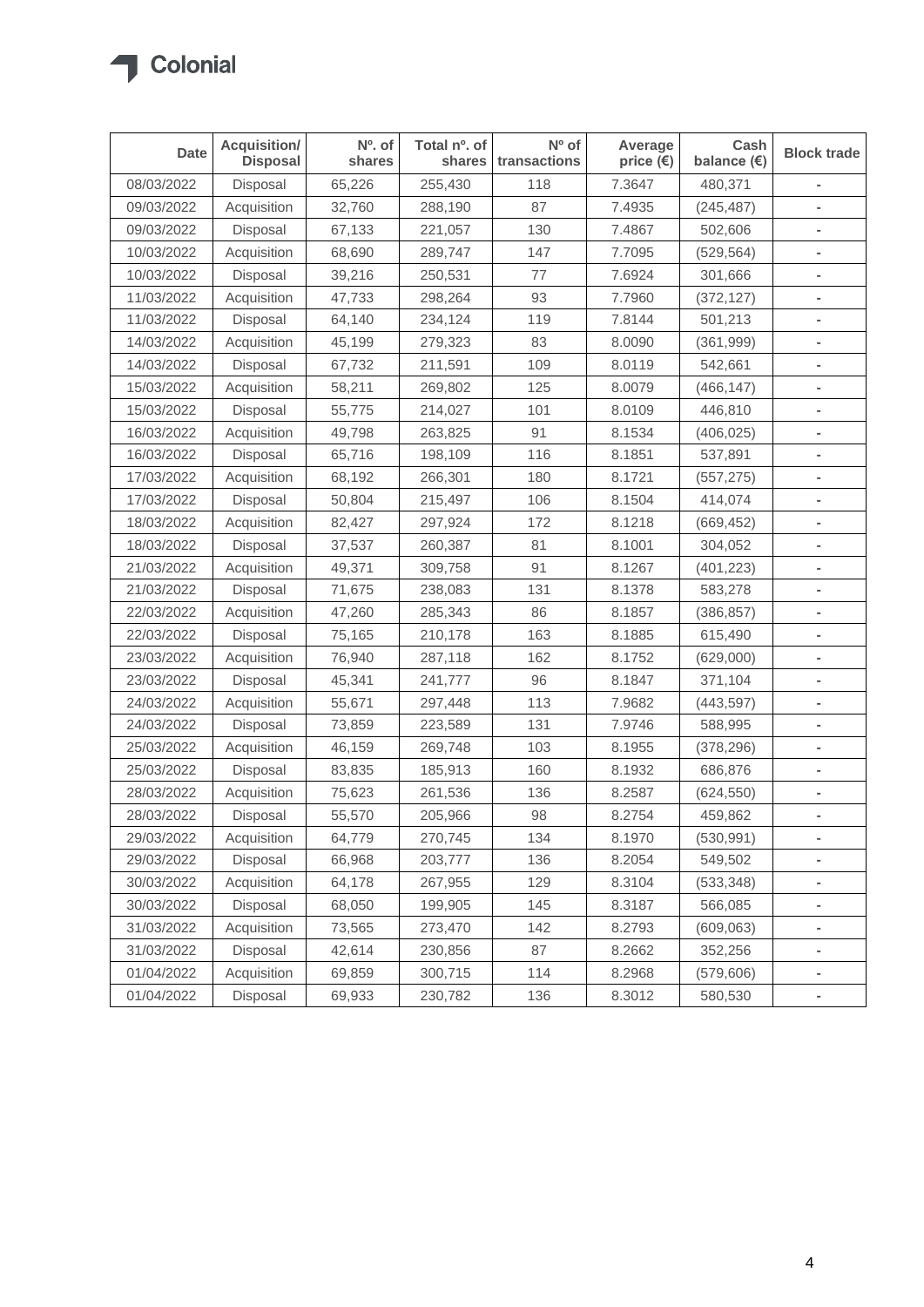| Date | Acquisition/ Disposal | Nº. of shares | Total nº. of shares | Nº of transactions | Average price (€) | Cash balance (€) | Block trade |
|---|---|---|---|---|---|---|---|
| 08/03/2022 | Disposal | 65,226 | 255,430 | 118 | 7.3647 | 480,371 | - |
| 09/03/2022 | Acquisition | 32,760 | 288,190 | 87 | 7.4935 | (245,487) | - |
| 09/03/2022 | Disposal | 67,133 | 221,057 | 130 | 7.4867 | 502,606 | - |
| 10/03/2022 | Acquisition | 68,690 | 289,747 | 147 | 7.7095 | (529,564) | - |
| 10/03/2022 | Disposal | 39,216 | 250,531 | 77 | 7.6924 | 301,666 | - |
| 11/03/2022 | Acquisition | 47,733 | 298,264 | 93 | 7.7960 | (372,127) | - |
| 11/03/2022 | Disposal | 64,140 | 234,124 | 119 | 7.8144 | 501,213 | - |
| 14/03/2022 | Acquisition | 45,199 | 279,323 | 83 | 8.0090 | (361,999) | - |
| 14/03/2022 | Disposal | 67,732 | 211,591 | 109 | 8.0119 | 542,661 | - |
| 15/03/2022 | Acquisition | 58,211 | 269,802 | 125 | 8.0079 | (466,147) | - |
| 15/03/2022 | Disposal | 55,775 | 214,027 | 101 | 8.0109 | 446,810 | - |
| 16/03/2022 | Acquisition | 49,798 | 263,825 | 91 | 8.1534 | (406,025) | - |
| 16/03/2022 | Disposal | 65,716 | 198,109 | 116 | 8.1851 | 537,891 | - |
| 17/03/2022 | Acquisition | 68,192 | 266,301 | 180 | 8.1721 | (557,275) | - |
| 17/03/2022 | Disposal | 50,804 | 215,497 | 106 | 8.1504 | 414,074 | - |
| 18/03/2022 | Acquisition | 82,427 | 297,924 | 172 | 8.1218 | (669,452) | - |
| 18/03/2022 | Disposal | 37,537 | 260,387 | 81 | 8.1001 | 304,052 | - |
| 21/03/2022 | Acquisition | 49,371 | 309,758 | 91 | 8.1267 | (401,223) | - |
| 21/03/2022 | Disposal | 71,675 | 238,083 | 131 | 8.1378 | 583,278 | - |
| 22/03/2022 | Acquisition | 47,260 | 285,343 | 86 | 8.1857 | (386,857) | - |
| 22/03/2022 | Disposal | 75,165 | 210,178 | 163 | 8.1885 | 615,490 | - |
| 23/03/2022 | Acquisition | 76,940 | 287,118 | 162 | 8.1752 | (629,000) | - |
| 23/03/2022 | Disposal | 45,341 | 241,777 | 96 | 8.1847 | 371,104 | - |
| 24/03/2022 | Acquisition | 55,671 | 297,448 | 113 | 7.9682 | (443,597) | - |
| 24/03/2022 | Disposal | 73,859 | 223,589 | 131 | 7.9746 | 588,995 | - |
| 25/03/2022 | Acquisition | 46,159 | 269,748 | 103 | 8.1955 | (378,296) | - |
| 25/03/2022 | Disposal | 83,835 | 185,913 | 160 | 8.1932 | 686,876 | - |
| 28/03/2022 | Acquisition | 75,623 | 261,536 | 136 | 8.2587 | (624,550) | - |
| 28/03/2022 | Disposal | 55,570 | 205,966 | 98 | 8.2754 | 459,862 | - |
| 29/03/2022 | Acquisition | 64,779 | 270,745 | 134 | 8.1970 | (530,991) | - |
| 29/03/2022 | Disposal | 66,968 | 203,777 | 136 | 8.2054 | 549,502 | - |
| 30/03/2022 | Acquisition | 64,178 | 267,955 | 129 | 8.3104 | (533,348) | - |
| 30/03/2022 | Disposal | 68,050 | 199,905 | 145 | 8.3187 | 566,085 | - |
| 31/03/2022 | Acquisition | 73,565 | 273,470 | 142 | 8.2793 | (609,063) | - |
| 31/03/2022 | Disposal | 42,614 | 230,856 | 87 | 8.2662 | 352,256 | - |
| 01/04/2022 | Acquisition | 69,859 | 300,715 | 114 | 8.2968 | (579,606) | - |
| 01/04/2022 | Disposal | 69,933 | 230,782 | 136 | 8.3012 | 580,530 | - |